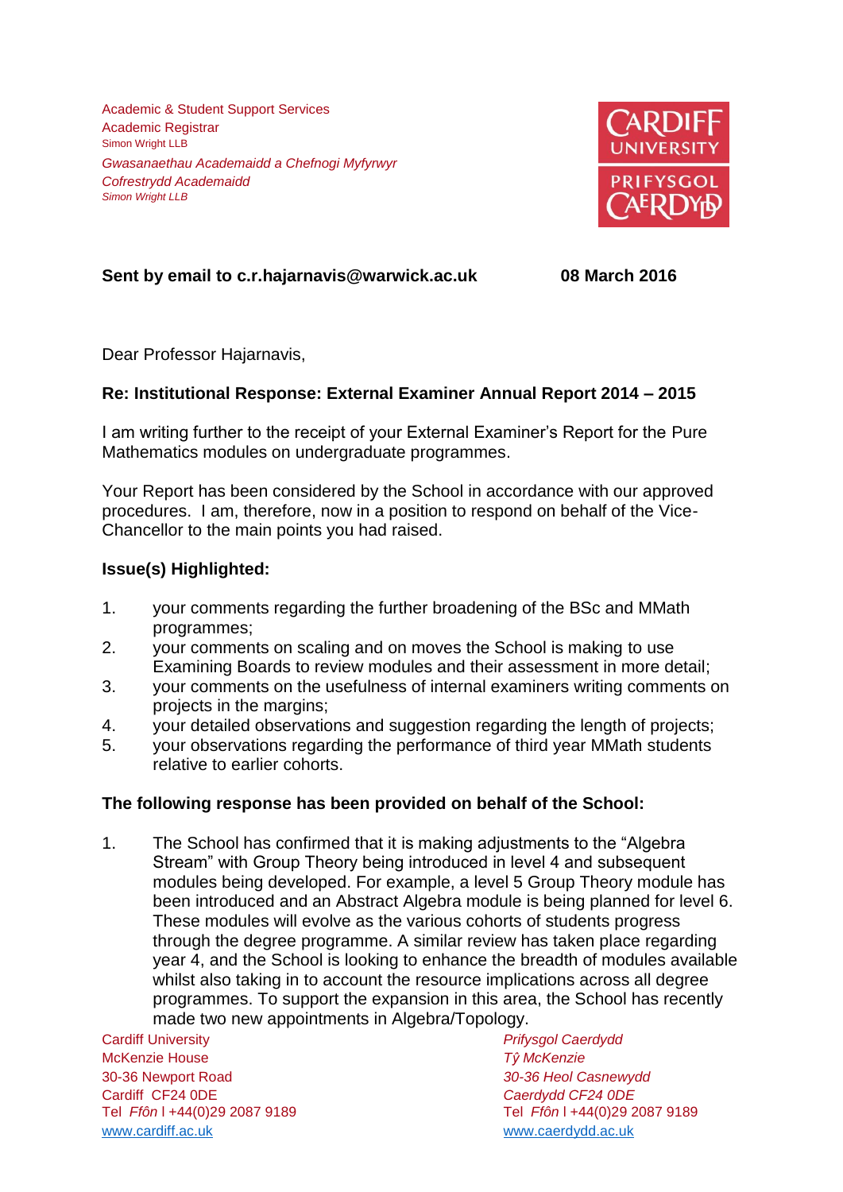Academic & Student Support Services
Academic Registrar
Simon Wright LLB

*Gwasanaethau Academaidd a Chefnogi Myfyrwyr*
*Cofrestrydd Academaidd*
*Simon Wright LLB*

**Sent by email to c.r.hajarnavis@warwick.ac.uk** **08 March 2016**

Dear Professor Hajarnavis,

**Re: Institutional Response: External Examiner Annual Report 2014 – 2015**

I am writing further to the receipt of your External Examiner's Report for the Pure Mathematics modules on undergraduate programmes.

Your Report has been considered by the School in accordance with our approved procedures. I am, therefore, now in a position to respond on behalf of the Vice-Chancellor to the main points you had raised.

**Issue(s) Highlighted:**

1. your comments regarding the further broadening of the BSc and MMath programmes;
2. your comments on scaling and on moves the School is making to use Examining Boards to review modules and their assessment in more detail;
3. your comments on the usefulness of internal examiners writing comments on projects in the margins;
4. your detailed observations and suggestion regarding the length of projects;
5. your observations regarding the performance of third year MMath students relative to earlier cohorts.

**The following response has been provided on behalf of the School:**

1. The School has confirmed that it is making adjustments to the "Algebra Stream" with Group Theory being introduced in level 4 and subsequent modules being developed. For example, a level 5 Group Theory module has been introduced and an Abstract Algebra module is being planned for level 6. These modules will evolve as the various cohorts of students progress through the degree programme. A similar review has taken place regarding year 4, and the School is looking to enhance the breadth of modules available whilst also taking in to account the resource implications across all degree programmes. To support the expansion in this area, the School has recently made two new appointments in Algebra/Topology.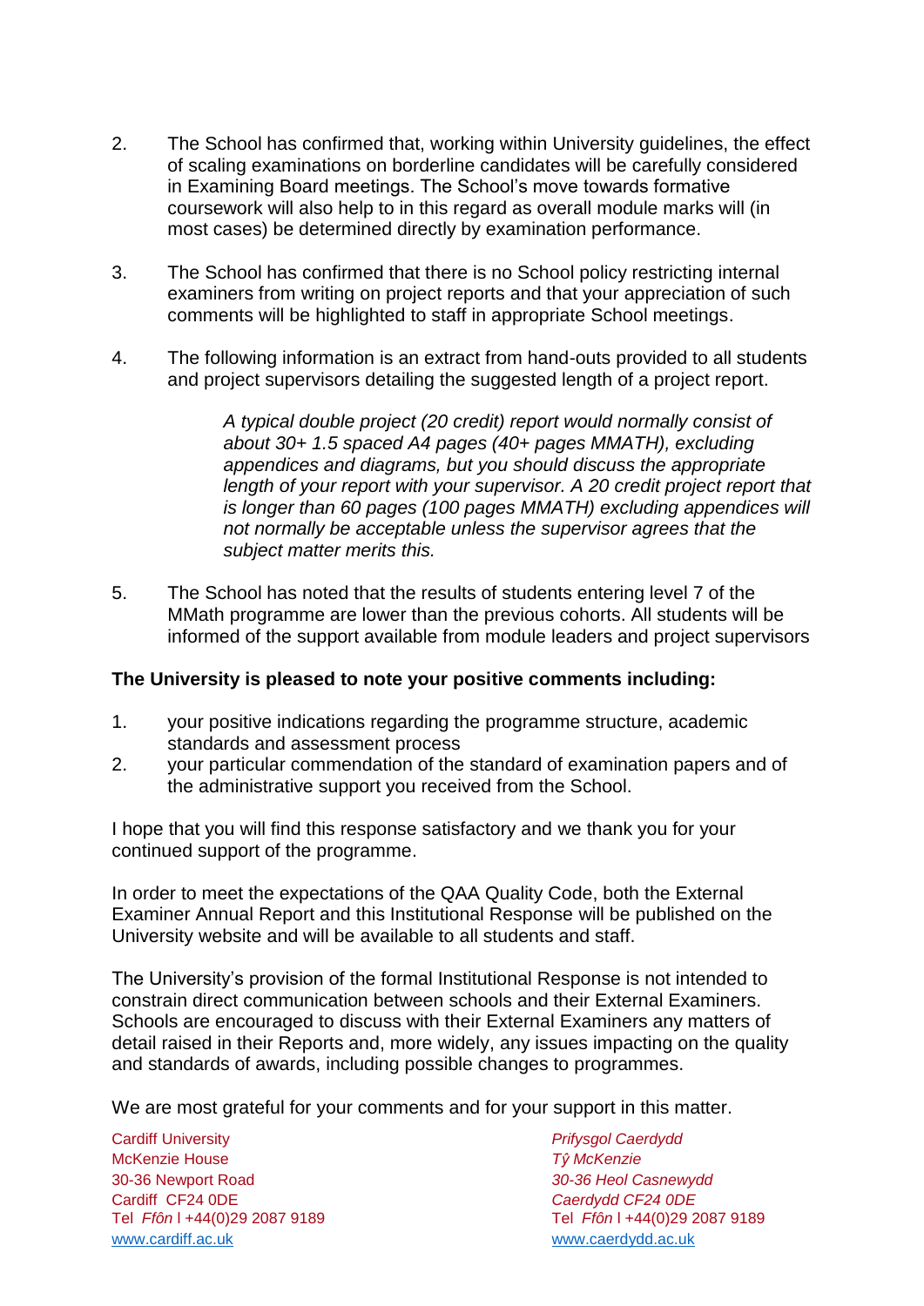2. The School has confirmed that, working within University guidelines, the effect of scaling examinations on borderline candidates will be carefully considered in Examining Board meetings. The School's move towards formative coursework will also help to in this regard as overall module marks will (in most cases) be determined directly by examination performance.

3. The School has confirmed that there is no School policy restricting internal examiners from writing on project reports and that your appreciation of such comments will be highlighted to staff in appropriate School meetings.

4. The following information is an extract from hand-outs provided to all students and project supervisors detailing the suggested length of a project report.

   > *A typical double project (20 credit) report would normally consist of about 30+ 1.5 spaced A4 pages (40+ pages MMATH), excluding appendices and diagrams, but you should discuss the appropriate length of your report with your supervisor. A 20 credit project report that is longer than 60 pages (100 pages MMATH) excluding appendices will not normally be acceptable unless the supervisor agrees that the subject matter merits this.*

5. The School has noted that the results of students entering level 7 of the MMath programme are lower than the previous cohorts. All students will be informed of the support available from module leaders and project supervisors

**The University is pleased to note your positive comments including:**

1. your positive indications regarding the programme structure, academic standards and assessment process
2. your particular commendation of the standard of examination papers and of the administrative support you received from the School.

I hope that you will find this response satisfactory and we thank you for your continued support of the programme.

In order to meet the expectations of the QAA Quality Code, both the External Examiner Annual Report and this Institutional Response will be published on the University website and will be available to all students and staff.

The University's provision of the formal Institutional Response is not intended to constrain direct communication between schools and their External Examiners. Schools are encouraged to discuss with their External Examiners any matters of detail raised in their Reports and, more widely, any issues impacting on the quality and standards of awards, including possible changes to programmes.

We are most grateful for your comments and for your support in this matter.

Cardiff University
McKenzie House
30-36 Newport Road
Cardiff CF24 0DE
Tel *Ffôn* | +44(0)29 2087 9189
www.cardiff.ac.uk

*Prifysgol Caerdydd*
*Tŷ McKenzie*
*30-36 Heol Casnewydd*
*Caerdydd CF24 0DE*
Tel *Ffôn* | +44(0)29 2087 9189
www.caerdydd.ac.uk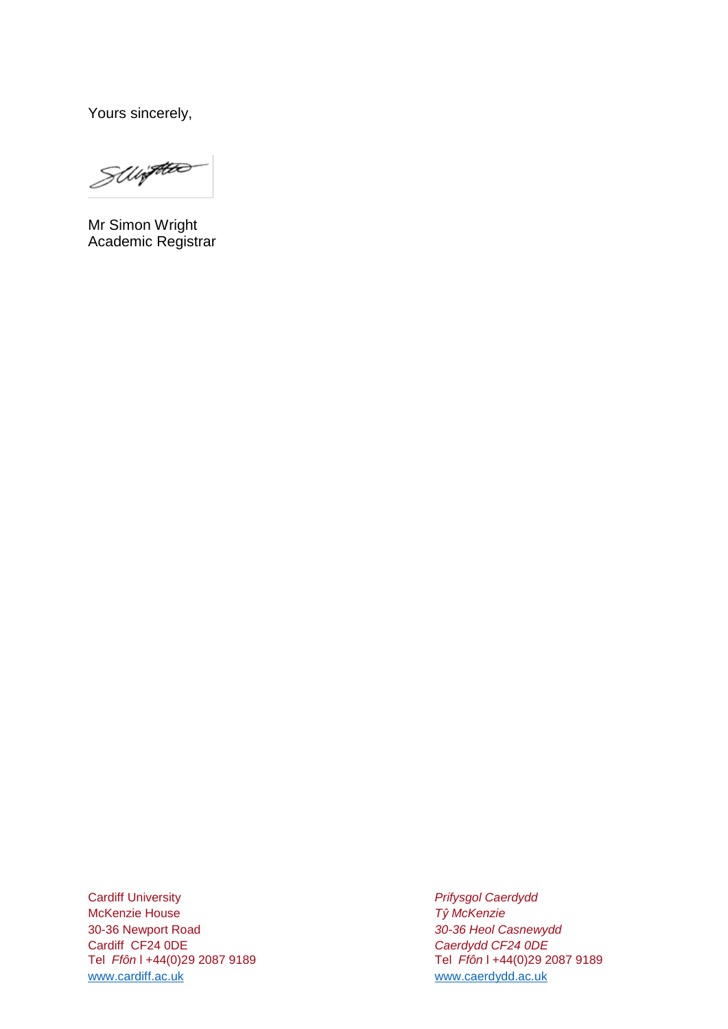Yours sincerely,

Mr Simon Wright
Academic Registrar

Cardiff University
McKenzie House
30-36 Newport Road
Cardiff CF24 0DE
Tel *Ffôn* l +44(0)29 2087 9189
www.cardiff.ac.uk

*Prifysgol Caerdydd*
*Tŷ McKenzie*
*30-36 Heol Casnewydd*
*Caerdydd CF24 0DE*
Tel *Ffôn* l +44(0)29 2087 9189
www.caerdydd.ac.uk